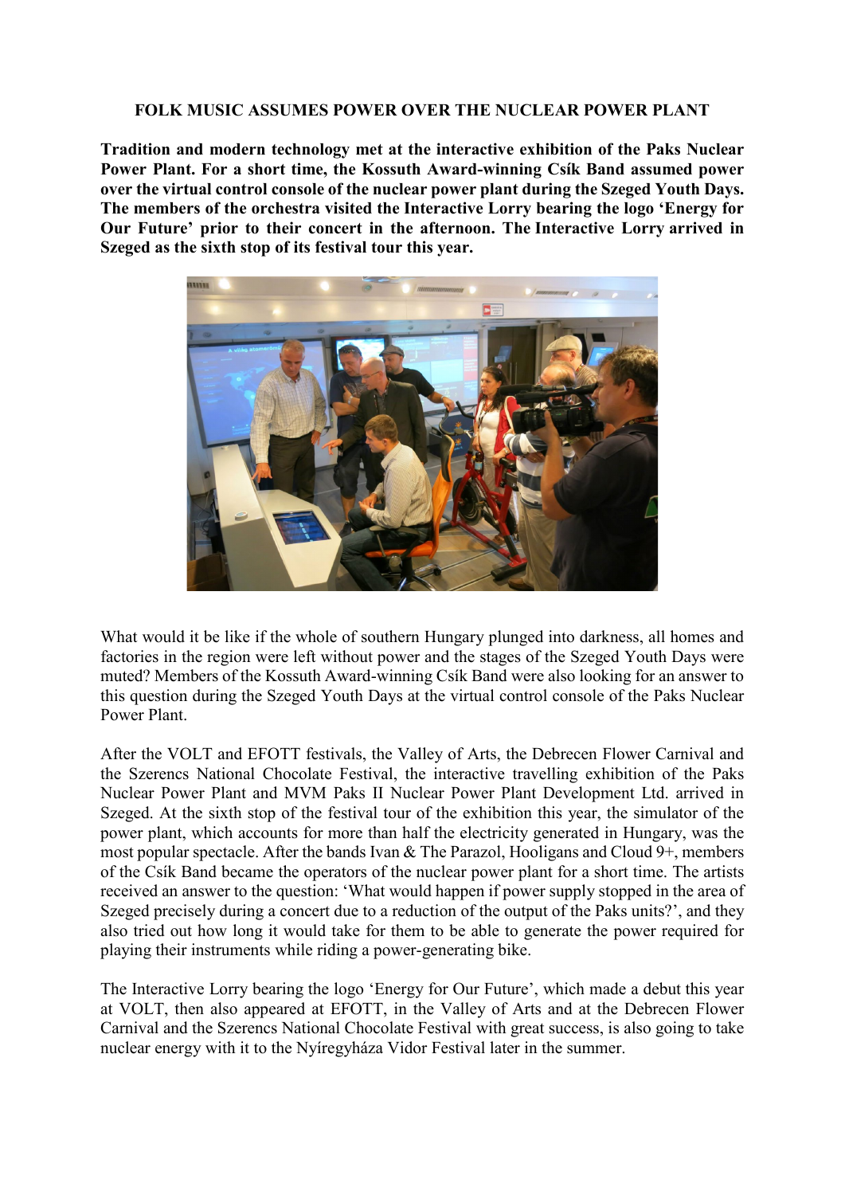# FOLK MUSIC ASSUMES POWER OVER THE NUCLEAR POWER PLANT

**Tradition and modern technology met at the interactive exhibition of the Paks Nuclear Power Plant. For a short time, the Kossuth Award-winning Csík Band assumed power over the virtual control console of the nuclear power plant during the Szeged Youth Days. The members of the orchestra visited the Interactive Lorry bearing the logo 'Energy for Our Future' prior to their concert in the afternoon. The Interactive Lorry arrived in Szeged as the sixth stop of its festival tour this year.**

What would it be like if the whole of southern Hungary plunged into darkness, all homes and factories in the region were left without power and the stages of the Szeged Youth Days were muted? Members of the Kossuth Award-winning Csík Band were also looking for an answer to this question during the Szeged Youth Days at the virtual control console of the Paks Nuclear Power Plant.

After the VOLT and EFOTT festivals, the Valley of Arts, the Debrecen Flower Carnival and the Szerencs National Chocolate Festival, the interactive travelling exhibition of the Paks Nuclear Power Plant and MVM Paks II Nuclear Power Plant Development Ltd. arrived in Szeged. At the sixth stop of the festival tour of the exhibition this year, the simulator of the power plant, which accounts for more than half the electricity generated in Hungary, was the most popular spectacle. After the bands Ivan & The Parazol, Hooligans and Cloud 9+, members of the Csík Band became the operators of the nuclear power plant for a short time. The artists received an answer to the question: 'What would happen if power supply stopped in the area of Szeged precisely during a concert due to a reduction of the output of the Paks units?', and they also tried out how long it would take for them to be able to generate the power required for playing their instruments while riding a power-generating bike.

The Interactive Lorry bearing the logo 'Energy for Our Future', which made a debut this year at VOLT, then also appeared at EFOTT, in the Valley of Arts and at the Debrecen Flower Carnival and the Szerencs National Chocolate Festival with great success, is also going to take nuclear energy with it to the Nyíregyháza Vidor Festival later in the summer.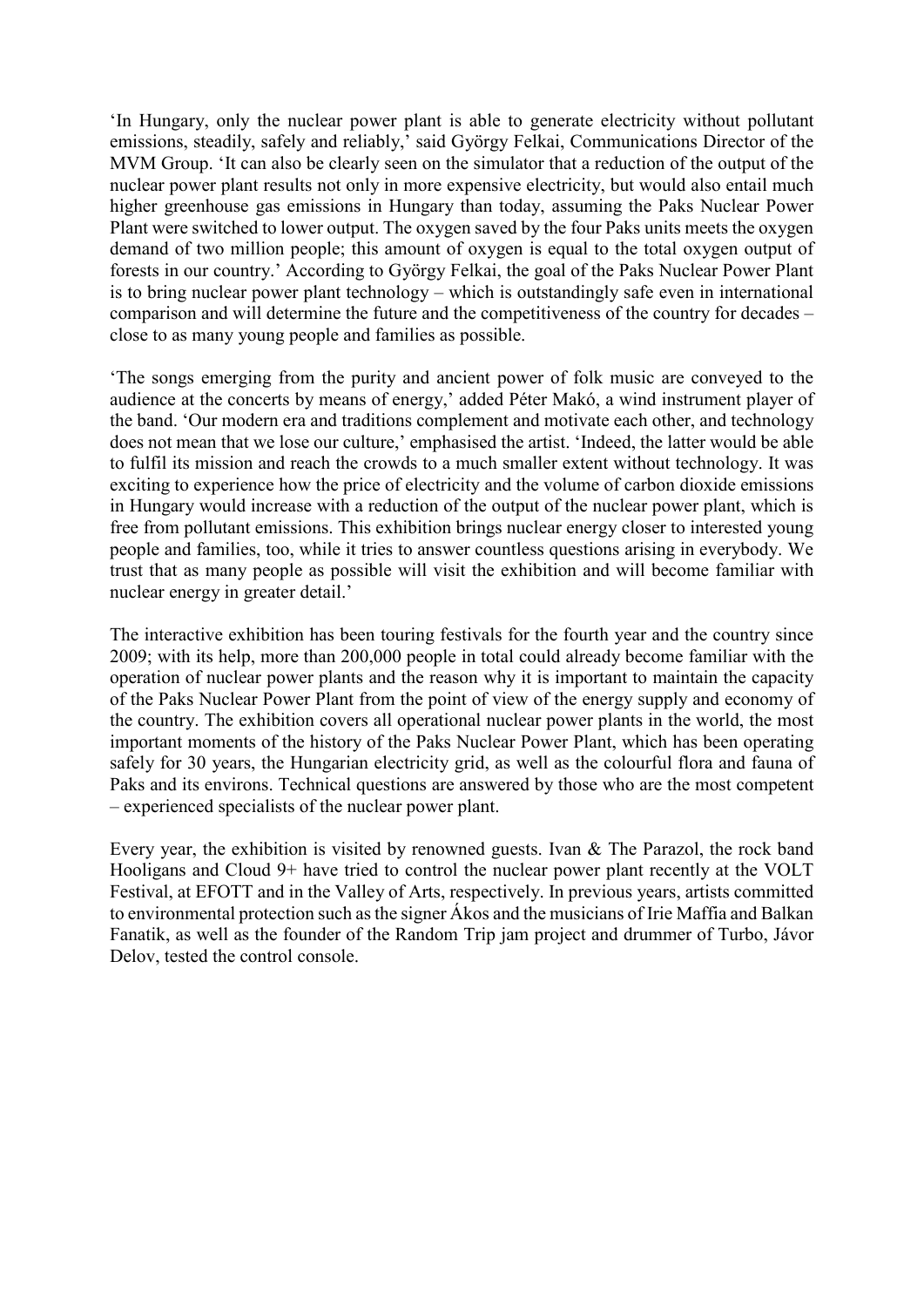'In Hungary, only the nuclear power plant is able to generate electricity without pollutant emissions, steadily, safely and reliably,' said György Felkai, Communications Director of the MVM Group. 'It can also be clearly seen on the simulator that a reduction of the output of the nuclear power plant results not only in more expensive electricity, but would also entail much higher greenhouse gas emissions in Hungary than today, assuming the Paks Nuclear Power Plant were switched to lower output. The oxygen saved by the four Paks units meets the oxygen demand of two million people; this amount of oxygen is equal to the total oxygen output of forests in our country.' According to György Felkai, the goal of the Paks Nuclear Power Plant is to bring nuclear power plant technology – which is outstandingly safe even in international comparison and will determine the future and the competitiveness of the country for decades – close to as many young people and families as possible.

'The songs emerging from the purity and ancient power of folk music are conveyed to the audience at the concerts by means of energy,' added Péter Makó, a wind instrument player of the band. 'Our modern era and traditions complement and motivate each other, and technology does not mean that we lose our culture,' emphasised the artist. 'Indeed, the latter would be able to fulfil its mission and reach the crowds to a much smaller extent without technology. It was exciting to experience how the price of electricity and the volume of carbon dioxide emissions in Hungary would increase with a reduction of the output of the nuclear power plant, which is free from pollutant emissions. This exhibition brings nuclear energy closer to interested young people and families, too, while it tries to answer countless questions arising in everybody. We trust that as many people as possible will visit the exhibition and will become familiar with nuclear energy in greater detail.'

The interactive exhibition has been touring festivals for the fourth year and the country since 2009; with its help, more than 200,000 people in total could already become familiar with the operation of nuclear power plants and the reason why it is important to maintain the capacity of the Paks Nuclear Power Plant from the point of view of the energy supply and economy of the country. The exhibition covers all operational nuclear power plants in the world, the most important moments of the history of the Paks Nuclear Power Plant, which has been operating safely for 30 years, the Hungarian electricity grid, as well as the colourful flora and fauna of Paks and its environs. Technical questions are answered by those who are the most competent – experienced specialists of the nuclear power plant.

Every year, the exhibition is visited by renowned guests. Ivan & The Parazol, the rock band Hooligans and Cloud 9+ have tried to control the nuclear power plant recently at the VOLT Festival, at EFOTT and in the Valley of Arts, respectively. In previous years, artists committed to environmental protection such as the signer Ákos and the musicians of Irie Maffia and Balkan Fanatik, as well as the founder of the Random Trip jam project and drummer of Turbo, Jávor Delov, tested the control console.